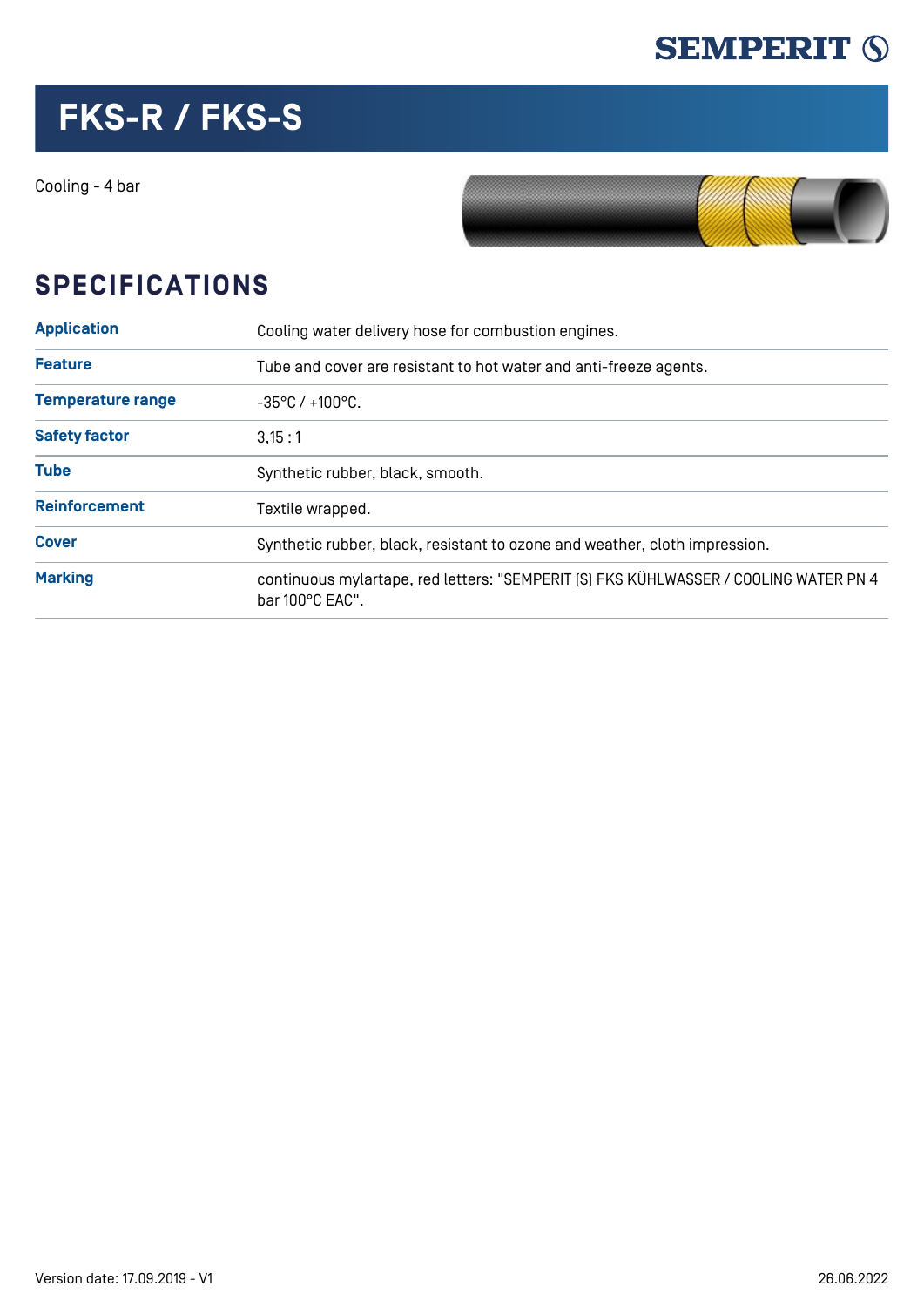# FKS-R / FKS-S

Cooling - 4 bar

## SPECIFICATIONS

| | |
|---|---|
| **Application** | Cooling water delivery hose for combustion engines. |
| **Feature** | Tube and cover are resistant to hot water and anti-freeze agents. |
| **Temperature range** | -35°C / +100°C. |
| **Safety factor** | 3,15 : 1 |
| **Tube** | Synthetic rubber, black, smooth. |
| **Reinforcement** | Textile wrapped. |
| **Cover** | Synthetic rubber, black, resistant to ozone and weather, cloth impression. |
| **Marking** | continuous mylartape, red letters: "SEMPERIT [S] FKS KÜHLWASSER / COOLING WATER PN 4 bar 100°C EAC". |

Version date: 17.09.2019 - V1

26.06.2022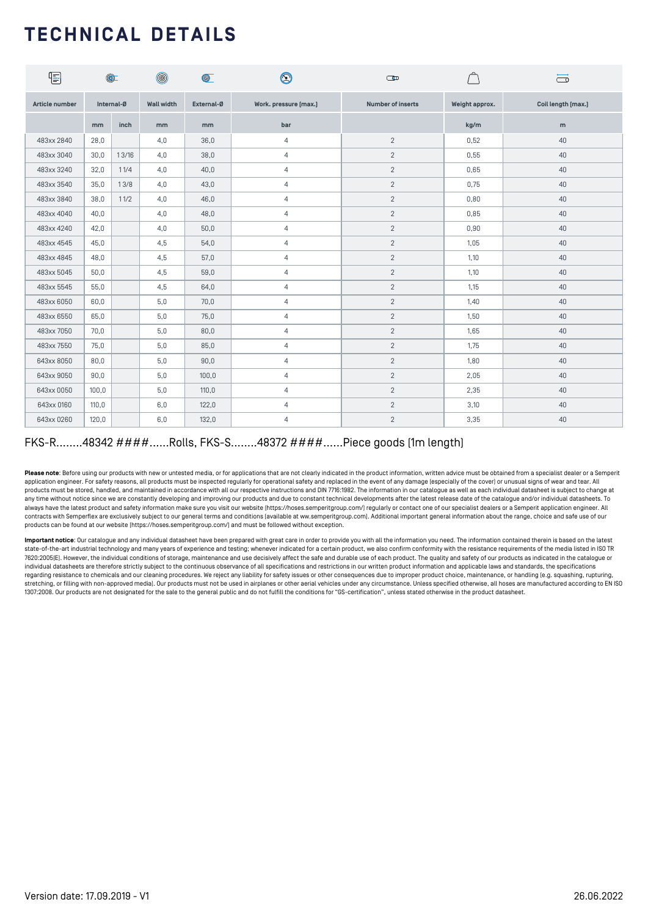# TECHNICAL DETAILS

| Article number | Internal-Ø | | Wall width | External-Ø | Work. pressure (max.) | Number of inserts | Weight approx. | Coil length (max.) |
|---|---|---|---|---|---|---|---|---|
| | mm | inch | mm | mm | bar | | kg/m | m |
| 483xx 2840 | 28,0 | | 4,0 | 36,0 | 4 | 2 | 0,52 | 40 |
| 483xx 3040 | 30,0 | 1 3/16 | 4,0 | 38,0 | 4 | 2 | 0,55 | 40 |
| 483xx 3240 | 32,0 | 1 1/4 | 4,0 | 40,0 | 4 | 2 | 0,65 | 40 |
| 483xx 3540 | 35,0 | 1 3/8 | 4,0 | 43,0 | 4 | 2 | 0,75 | 40 |
| 483xx 3840 | 38,0 | 1 1/2 | 4,0 | 46,0 | 4 | 2 | 0,80 | 40 |
| 483xx 4040 | 40,0 | | 4,0 | 48,0 | 4 | 2 | 0,85 | 40 |
| 483xx 4240 | 42,0 | | 4,0 | 50,0 | 4 | 2 | 0,90 | 40 |
| 483xx 4545 | 45,0 | | 4,5 | 54,0 | 4 | 2 | 1,05 | 40 |
| 483xx 4845 | 48,0 | | 4,5 | 57,0 | 4 | 2 | 1,10 | 40 |
| 483xx 5045 | 50,0 | | 4,5 | 59,0 | 4 | 2 | 1,10 | 40 |
| 483xx 5545 | 55,0 | | 4,5 | 64,0 | 4 | 2 | 1,15 | 40 |
| 483xx 6050 | 60,0 | | 5,0 | 70,0 | 4 | 2 | 1,40 | 40 |
| 483xx 6550 | 65,0 | | 5,0 | 75,0 | 4 | 2 | 1,50 | 40 |
| 483xx 7050 | 70,0 | | 5,0 | 80,0 | 4 | 2 | 1,65 | 40 |
| 483xx 7550 | 75,0 | | 5,0 | 85,0 | 4 | 2 | 1,75 | 40 |
| 643xx 8050 | 80,0 | | 5,0 | 90,0 | 4 | 2 | 1,80 | 40 |
| 643xx 9050 | 90,0 | | 5,0 | 100,0 | 4 | 2 | 2,05 | 40 |
| 643xx 0050 | 100,0 | | 5,0 | 110,0 | 4 | 2 | 2,35 | 40 |
| 643xx 0160 | 110,0 | | 6,0 | 122,0 | 4 | 2 | 3,10 | 40 |
| 643xx 0260 | 120,0 | | 6,0 | 132,0 | 4 | 2 | 3,35 | 40 |

FKS-R........48342 ####......Rolls, FKS-S........48372 ####......Piece goods (1m length)

**Please note**: Before using our products with new or untested media, or for applications that are not clearly indicated in the product information, written advice must be obtained from a specialist dealer or a Semperit application engineer. For safety reasons, all products must be inspected regularly for operational safety and replaced in the event of any damage (especially of the cover) or unusual signs of wear and tear. All products must be stored, handled, and maintained in accordance with all our respective instructions and DIN 7716:1982. The information in our catalogue as well as each individual datasheet is subject to change at any time without notice since we are constantly developing and improving our products and due to constant technical developments after the latest release date of the catalogue and/or individual datasheets. To always have the latest product and safety information make sure you visit our website (https://hoses.semperitgroup.com/) regularly or contact one of our specialist dealers or a Semperit application engineer. All contracts with Semperflex are exclusively subject to our general terms and conditions (available at ww.semperitgroup.com). Additional important general information about the range, choice and safe use of our products can be found at our website (https://hoses.semperitgroup.com/) and must be followed without exception.

**Important notice**: Our catalogue and any individual datasheet have been prepared with great care in order to provide you with all the information you need. The information contained therein is based on the latest state-of-the-art industrial technology and many years of experience and testing; whenever indicated for a certain product, we also confirm conformity with the resistance requirements of the media listed in ISO TR 7620:2005(E). However, the individual conditions of storage, maintenance and use decisively affect the safe and durable use of each product. The quality and safety of our products as indicated in the catalogue or individual datasheets are therefore strictly subject to the continuous observance of all specifications and restrictions in our written product information and applicable laws and standards, the specifications regarding resistance to chemicals and our cleaning procedures. We reject any liability for safety issues or other consequences due to improper product choice, maintenance, or handling (e.g. squashing, rupturing, stretching, or filling with non-approved media). Our products must not be used in airplanes or other aerial vehicles under any circumstance. Unless specified otherwise, all hoses are manufactured according to EN ISO 1307:2008. Our products are not designated for the sale to the general public and do not fulfill the conditions for "GS-certification", unless stated otherwise in the product datasheet.

Version date: 17.09.2019 - V1

26.06.2022